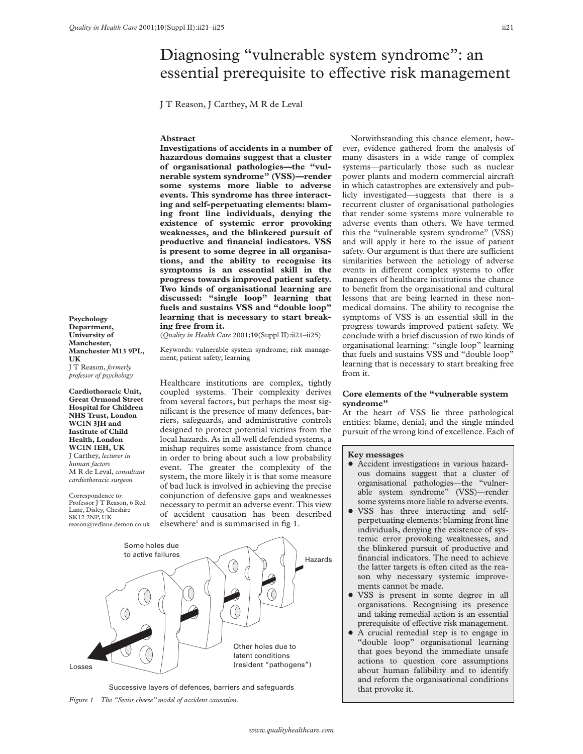# Diagnosing "vulnerable system syndrome": an essential prerequisite to effective risk management

J T Reason, J Carthey, M R de Leval

## Abstract

**Investigations of accidents in a number of hazardous domains suggest that a cluster of organisational pathologies—the "vulnerable system syndrome" (VSS)—render some systems more liable to adverse events. This syndrome has three interacting and self-perpetuating elements: blaming front line individuals, denying the existence of systemic error provoking weaknesses, and the blinkered pursuit of productive and financial indicators. VSS is present to some degree in all organisations, and the ability to recognise its symptoms is an essential skill in the progress towards improved patient safety. Two kinds of organisational learning are discussed: "single loop" learning that fuels and sustains VSS and "double loop" learning that is necessary to start breaking free from it.**

(*Quality in Health Care* 2001;**10**(Suppl II):ii21–ii25)

Keywords: vulnerable system syndrome; risk management; patient safety; learning

**Psychology Department, University of Manchester, Manchester M13 9PL, UK**
J T Reason, *formerly professor of psychology*

**Cardiothoracic Unit, Great Ormond Street Hospital for Children NHS Trust, London WC1N 3JH and Institute of Child Health, London WC1N 1EH, UK**
J Carthey, *lecturer in human factors*
M R de Leval, *consultant cardiothoracic surgeon*

Correspondence to: Professor J T Reason, 6 Red Lane, Disley, Cheshire SK12 2NP, UK
reason@redlane.demon.co.uk

Healthcare institutions are complex, tightly coupled systems. Their complexity derives from several factors, but perhaps the most significant is the presence of many defences, barriers, safeguards, and administrative controls designed to protect potential victims from the local hazards. As in all well defended systems, a mishap requires some assistance from chance in order to bring about such a low probability event. The greater the complexity of the system, the more likely it is that some measure of bad luck is involved in achieving the precise conjunction of defensive gaps and weaknesses necessary to permit an adverse event. This view of accident causation has been described elsewhere[1] and is summarised in fig 1.

Some holes due to active failures

Hazards

Other holes due to latent conditions (resident "pathogens")

Losses

Successive layers of defences, barriers and safeguards

*Figure 1 The "Swiss cheese" model of accident causation.*

Notwithstanding this chance element, however, evidence gathered from the analysis of many disasters in a wide range of complex systems—particularly those such as nuclear power plants and modern commercial aircraft in which catastrophes are extensively and publicly investigated—suggests that there is a recurrent cluster of organisational pathologies that render some systems more vulnerable to adverse events than others. We have termed this the "vulnerable system syndrome" (VSS) and will apply it here to the issue of patient safety. Our argument is that there are sufficient similarities between the aetiology of adverse events in different complex systems to offer managers of healthcare institutions the chance to benefit from the organisational and cultural lessons that are being learned in these non-medical domains. The ability to recognise the symptoms of VSS is an essential skill in the progress towards improved patient safety. We conclude with a brief discussion of two kinds of organisational learning: "single loop" learning that fuels and sustains VSS and "double loop" learning that is necessary to start breaking free from it.

## Core elements of the "vulnerable system syndrome"

At the heart of VSS lie three pathological entities: blame, denial, and the single minded pursuit of the wrong kind of excellence. Each of

> **Key messages**
>
> - Accident investigations in various hazardous domains suggest that a cluster of organisational pathologies—the "vulnerable system syndrome" (VSS)—render some systems more liable to adverse events.
> - VSS has three interacting and self-perpetuating elements: blaming front line individuals, denying the existence of systemic error provoking weaknesses, and the blinkered pursuit of productive and financial indicators. The need to achieve the latter targets is often cited as the reason why necessary systemic improvements cannot be made.
> - VSS is present in some degree in all organisations. Recognising its presence and taking remedial action is an essential prerequisite of effective risk management.
> - A crucial remedial step is to engage in "double loop" organisational learning that goes beyond the immediate unsafe actions to question core assumptions about human fallibility and to identify and reform the organisational conditions that provoke it.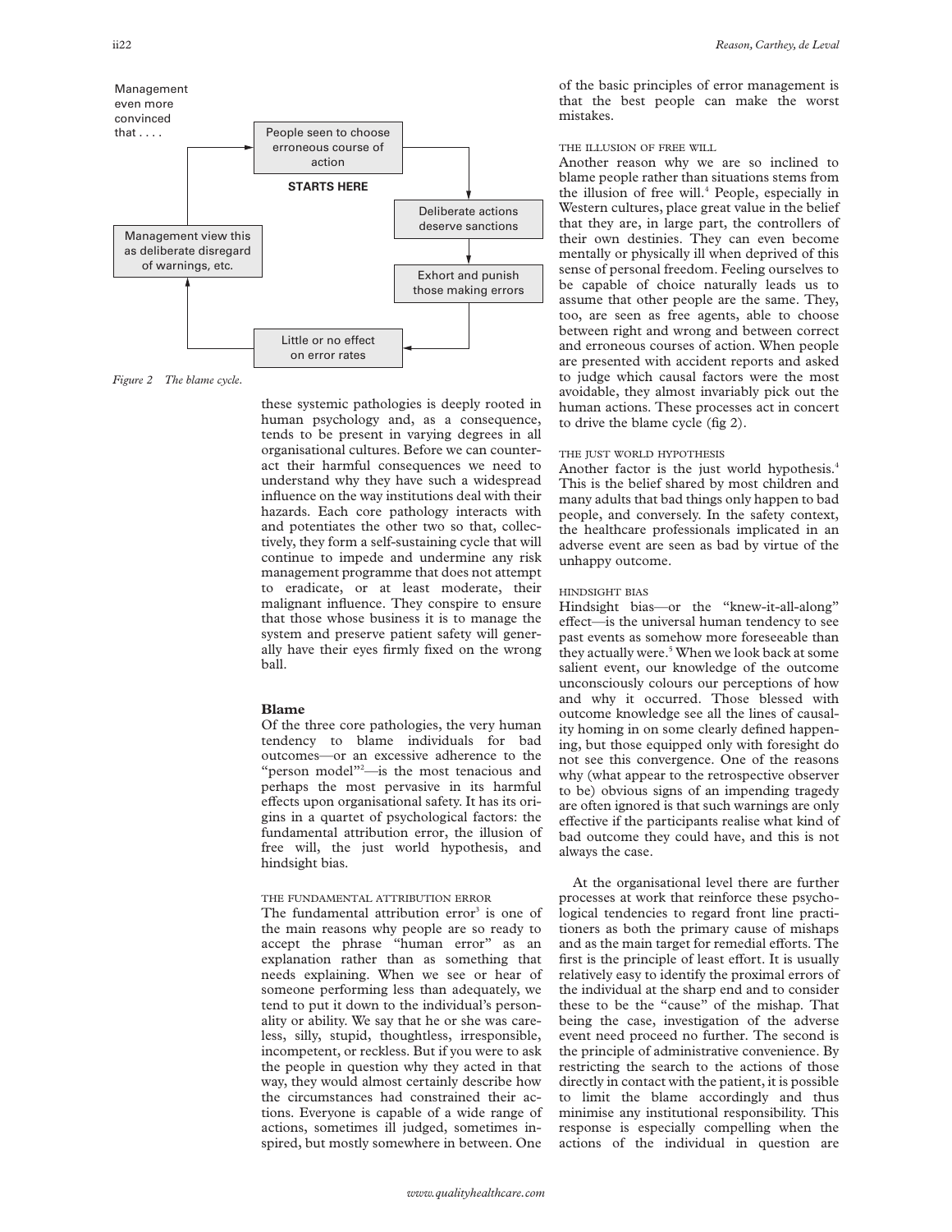Management even more convinced that . . . .

People seen to choose erroneous course of action

**STARTS HERE**

Deliberate actions deserve sanctions

Exhort and punish those making errors

Little or no effect on error rates

Management view this as deliberate disregard of warnings, etc.

*Figure 2 The blame cycle.*

these systemic pathologies is deeply rooted in human psychology and, as a consequence, tends to be present in varying degrees in all organisational cultures. Before we can counteract their harmful consequences we need to understand why they have such a widespread influence on the way institutions deal with their hazards. Each core pathology interacts with and potentiates the other two so that, collectively, they form a self-sustaining cycle that will continue to impede and undermine any risk management programme that does not attempt to eradicate, or at least moderate, their malignant influence. They conspire to ensure that those whose business it is to manage the system and preserve patient safety will generally have their eyes firmly fixed on the wrong ball.

## Blame

Of the three core pathologies, the very human tendency to blame individuals for bad outcomes—or an excessive adherence to the "person model"[2]—is the most tenacious and perhaps the most pervasive in its harmful effects upon organisational safety. It has its origins in a quartet of psychological factors: the fundamental attribution error, the illusion of free will, the just world hypothesis, and hindsight bias.

### THE FUNDAMENTAL ATTRIBUTION ERROR

The fundamental attribution error[3] is one of the main reasons why people are so ready to accept the phrase "human error" as an explanation rather than as something that needs explaining. When we see or hear of someone performing less than adequately, we tend to put it down to the individual's personality or ability. We say that he or she was careless, silly, stupid, thoughtless, irresponsible, incompetent, or reckless. But if you were to ask the people in question why they acted in that way, they would almost certainly describe how the circumstances had constrained their actions. Everyone is capable of a wide range of actions, sometimes ill judged, sometimes inspired, but mostly somewhere in between. One of the basic principles of error management is that the best people can make the worst mistakes.

### THE ILLUSION OF FREE WILL

Another reason why we are so inclined to blame people rather than situations stems from the illusion of free will.[4] People, especially in Western cultures, place great value in the belief that they are, in large part, the controllers of their own destinies. They can even become mentally or physically ill when deprived of this sense of personal freedom. Feeling ourselves to be capable of choice naturally leads us to assume that other people are the same. They, too, are seen as free agents, able to choose between right and wrong and between correct and erroneous courses of action. When people are presented with accident reports and asked to judge which causal factors were the most avoidable, they almost invariably pick out the human actions. These processes act in concert to drive the blame cycle (fig 2).

### THE JUST WORLD HYPOTHESIS

Another factor is the just world hypothesis.[4] This is the belief shared by most children and many adults that bad things only happen to bad people, and conversely. In the safety context, the healthcare professionals implicated in an adverse event are seen as bad by virtue of the unhappy outcome.

### HINDSIGHT BIAS

Hindsight bias—or the "knew-it-all-along" effect—is the universal human tendency to see past events as somehow more foreseeable than they actually were.[5] When we look back at some salient event, our knowledge of the outcome unconsciously colours our perceptions of how and why it occurred. Those blessed with outcome knowledge see all the lines of causality homing in on some clearly defined happening, but those equipped only with foresight do not see this convergence. One of the reasons why (what appear to the retrospective observer to be) obvious signs of an impending tragedy are often ignored is that such warnings are only effective if the participants realise what kind of bad outcome they could have, and this is not always the case.

At the organisational level there are further processes at work that reinforce these psychological tendencies to regard front line practitioners as both the primary cause of mishaps and as the main target for remedial efforts. The first is the principle of least effort. It is usually relatively easy to identify the proximal errors of the individual at the sharp end and to consider these to be the "cause" of the mishap. That being the case, investigation of the adverse event need proceed no further. The second is the principle of administrative convenience. By restricting the search to the actions of those directly in contact with the patient, it is possible to limit the blame accordingly and thus minimise any institutional responsibility. This response is especially compelling when the actions of the individual in question are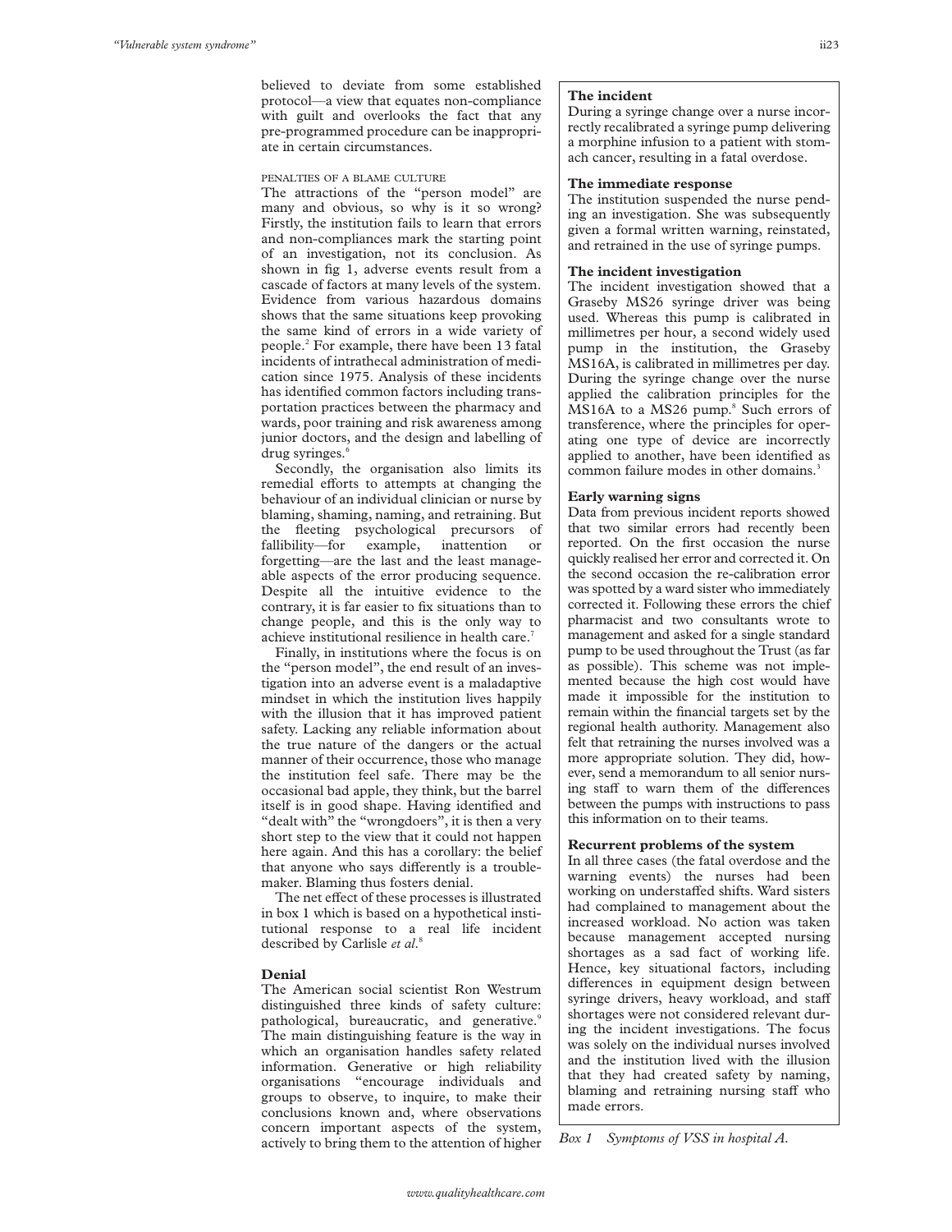believed to deviate from some established protocol—a view that equates non-compliance with guilt and overlooks the fact that any pre-programmed procedure can be inappropriate in certain circumstances.

#### PENALTIES OF A BLAME CULTURE

The attractions of the "person model" are many and obvious, so why is it so wrong? Firstly, the institution fails to learn that errors and non-compliances mark the starting point of an investigation, not its conclusion. As shown in fig 1, adverse events result from a cascade of factors at many levels of the system. Evidence from various hazardous domains shows that the same situations keep provoking the same kind of errors in a wide variety of people.[2] For example, there have been 13 fatal incidents of intrathecal administration of medication since 1975. Analysis of these incidents has identified common factors including transportation practices between the pharmacy and wards, poor training and risk awareness among junior doctors, and the design and labelling of drug syringes.[6]

Secondly, the organisation also limits its remedial efforts to attempts at changing the behaviour of an individual clinician or nurse by blaming, shaming, naming, and retraining. But the fleeting psychological precursors of fallibility—for example, inattention or forgetting—are the last and the least manageable aspects of the error producing sequence. Despite all the intuitive evidence to the contrary, it is far easier to fix situations than to change people, and this is the only way to achieve institutional resilience in health care.[7]

Finally, in institutions where the focus is on the "person model", the end result of an investigation into an adverse event is a maladaptive mindset in which the institution lives happily with the illusion that it has improved patient safety. Lacking any reliable information about the true nature of the dangers or the actual manner of their occurrence, those who manage the institution feel safe. There may be the occasional bad apple, they think, but the barrel itself is in good shape. Having identified and "dealt with" the "wrongdoers", it is then a very short step to the view that it could not happen here again. And this has a corollary: the belief that anyone who says differently is a troublemaker. Blaming thus fosters denial.

The net effect of these processes is illustrated in box 1 which is based on a hypothetical institutional response to a real life incident described by Carlisle *et al*.[8]

### Denial

The American social scientist Ron Westrum distinguished three kinds of safety culture: pathological, bureaucratic, and generative.[9] The main distinguishing feature is the way in which an organisation handles safety related information. Generative or high reliability organisations "encourage individuals and groups to observe, to inquire, to make their conclusions known and, where observations concern important aspects of the system, actively to bring them to the attention of higher

---

**The incident**

During a syringe change over a nurse incorrectly recalibrated a syringe pump delivering a morphine infusion to a patient with stomach cancer, resulting in a fatal overdose.

**The immediate response**

The institution suspended the nurse pending an investigation. She was subsequently given a formal written warning, reinstated, and retrained in the use of syringe pumps.

**The incident investigation**

The incident investigation showed that a Graseby MS26 syringe driver was being used. Whereas this pump is calibrated in millimetres per hour, a second widely used pump in the institution, the Graseby MS16A, is calibrated in millimetres per day. During the syringe change over the nurse applied the calibration principles for the MS16A to a MS26 pump.[8] Such errors of transference, where the principles for operating one type of device are incorrectly applied to another, have been identified as common failure modes in other domains.[3]

**Early warning signs**

Data from previous incident reports showed that two similar errors had recently been reported. On the first occasion the nurse quickly realised her error and corrected it. On the second occasion the re-calibration error was spotted by a ward sister who immediately corrected it. Following these errors the chief pharmacist and two consultants wrote to management and asked for a single standard pump to be used throughout the Trust (as far as possible). This scheme was not implemented because the high cost would have made it impossible for the institution to remain within the financial targets set by the regional health authority. Management also felt that retraining the nurses involved was a more appropriate solution. They did, however, send a memorandum to all senior nursing staff to warn them of the differences between the pumps with instructions to pass this information on to their teams.

**Recurrent problems of the system**

In all three cases (the fatal overdose and the warning events) the nurses had been working on understaffed shifts. Ward sisters had complained to management about the increased workload. No action was taken because management accepted nursing shortages as a sad fact of working life. Hence, key situational factors, including differences in equipment design between syringe drivers, heavy workload, and staff shortages were not considered relevant during the incident investigations. The focus was solely on the individual nurses involved and the institution lived with the illusion that they had created safety by naming, blaming and retraining nursing staff who made errors.

*Box 1 Symptoms of VSS in hospital A.*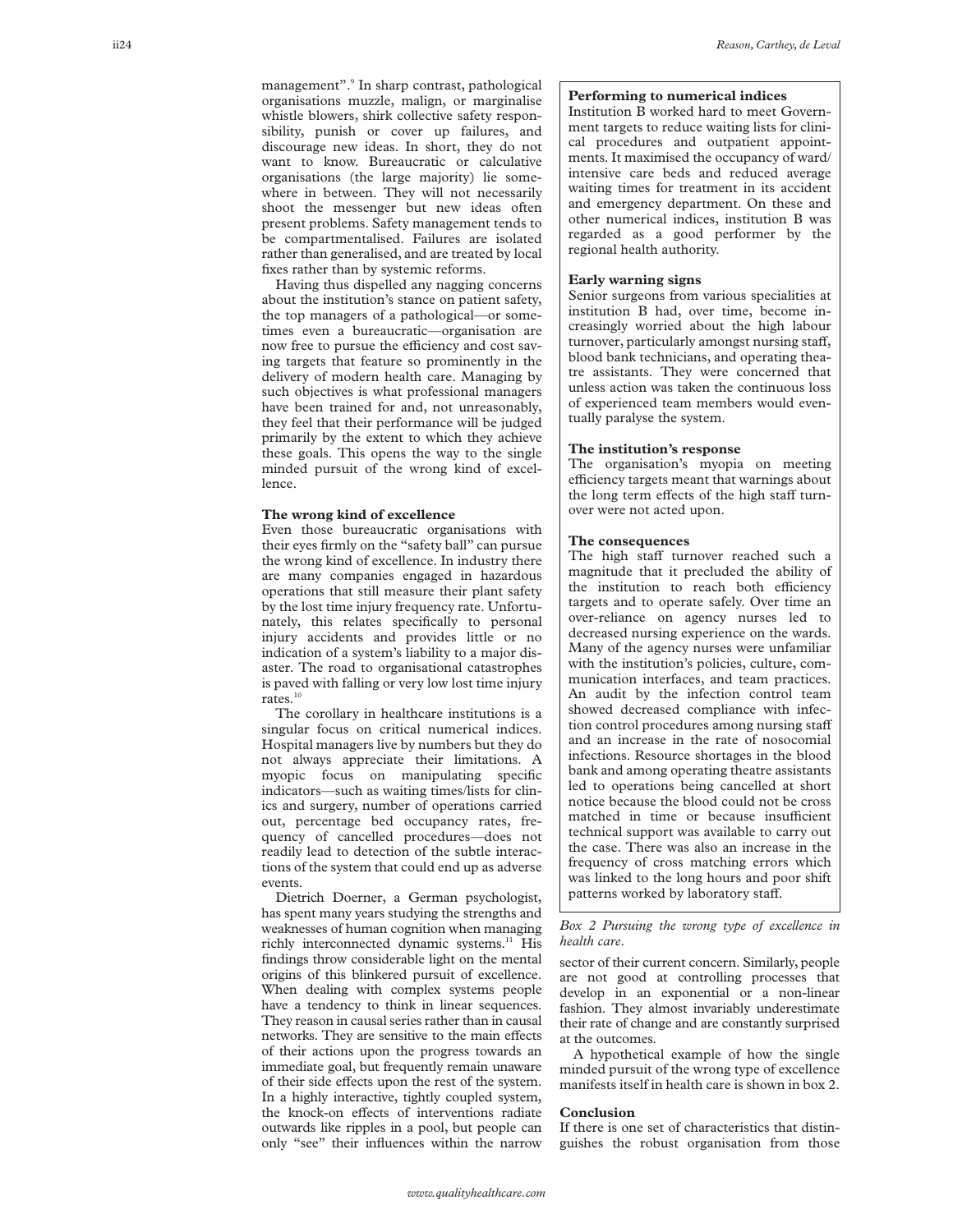management".[9] In sharp contrast, pathological organisations muzzle, malign, or marginalise whistle blowers, shirk collective safety responsibility, punish or cover up failures, and discourage new ideas. In short, they do not want to know. Bureaucratic or calculative organisations (the large majority) lie somewhere in between. They will not necessarily shoot the messenger but new ideas often present problems. Safety management tends to be compartmentalised. Failures are isolated rather than generalised, and are treated by local fixes rather than by systemic reforms.

Having thus dispelled any nagging concerns about the institution's stance on patient safety, the top managers of a pathological—or sometimes even a bureaucratic—organisation are now free to pursue the efficiency and cost saving targets that feature so prominently in the delivery of modern health care. Managing by such objectives is what professional managers have been trained for and, not unreasonably, they feel that their performance will be judged primarily by the extent to which they achieve these goals. This opens the way to the single minded pursuit of the wrong kind of excellence.

### The wrong kind of excellence

Even those bureaucratic organisations with their eyes firmly on the "safety ball" can pursue the wrong kind of excellence. In industry there are many companies engaged in hazardous operations that still measure their plant safety by the lost time injury frequency rate. Unfortunately, this relates specifically to personal injury accidents and provides little or no indication of a system's liability to a major disaster. The road to organisational catastrophes is paved with falling or very low lost time injury rates.[10]

The corollary in healthcare institutions is a singular focus on critical numerical indices. Hospital managers live by numbers but they do not always appreciate their limitations. A myopic focus on manipulating specific indicators—such as waiting times/lists for clinics and surgery, number of operations carried out, percentage bed occupancy rates, frequency of cancelled procedures—does not readily lead to detection of the subtle interactions of the system that could end up as adverse events.

Dietrich Doerner, a German psychologist, has spent many years studying the strengths and weaknesses of human cognition when managing richly interconnected dynamic systems.[11] His findings throw considerable light on the mental origins of this blinkered pursuit of excellence. When dealing with complex systems people have a tendency to think in linear sequences. They reason in causal series rather than in causal networks. They are sensitive to the main effects of their actions upon the progress towards an immediate goal, but frequently remain unaware of their side effects upon the rest of the system. In a highly interactive, tightly coupled system, the knock-on effects of interventions radiate outwards like ripples in a pool, but people can only "see" their influences within the narrow sector of their current concern. Similarly, people are not good at controlling processes that develop in an exponential or a non-linear fashion. They almost invariably underestimate their rate of change and are constantly surprised at the outcomes.

A hypothetical example of how the single minded pursuit of the wrong type of excellence manifests itself in health care is shown in box 2.

> **Performing to numerical indices**
> Institution B worked hard to meet Government targets to reduce waiting lists for clinical procedures and outpatient appointments. It maximised the occupancy of ward/intensive care beds and reduced average waiting times for treatment in its accident and emergency department. On these and other numerical indices, institution B was regarded as a good performer by the regional health authority.
>
> **Early warning signs**
> Senior surgeons from various specialities at institution B had, over time, become increasingly worried about the high labour turnover, particularly amongst nursing staff, blood bank technicians, and operating theatre assistants. They were concerned that unless action was taken the continuous loss of experienced team members would eventually paralyse the system.
>
> **The institution's response**
> The organisation's myopia on meeting efficiency targets meant that warnings about the long term effects of the high staff turnover were not acted upon.
>
> **The consequences**
> The high staff turnover reached such a magnitude that it precluded the ability of the institution to reach both efficiency targets and to operate safely. Over time an over-reliance on agency nurses led to decreased nursing experience on the wards. Many of the agency nurses were unfamiliar with the institution's policies, culture, communication interfaces, and team practices. An audit by the infection control team showed decreased compliance with infection control procedures among nursing staff and an increase in the rate of nosocomial infections. Resource shortages in the blood bank and among operating theatre assistants led to operations being cancelled at short notice because the blood could not be cross matched in time or because insufficient technical support was available to carry out the case. There was also an increase in the frequency of cross matching errors which was linked to the long hours and poor shift patterns worked by laboratory staff.

*Box 2 Pursuing the wrong type of excellence in health care.*

### Conclusion

If there is one set of characteristics that distinguishes the robust organisation from those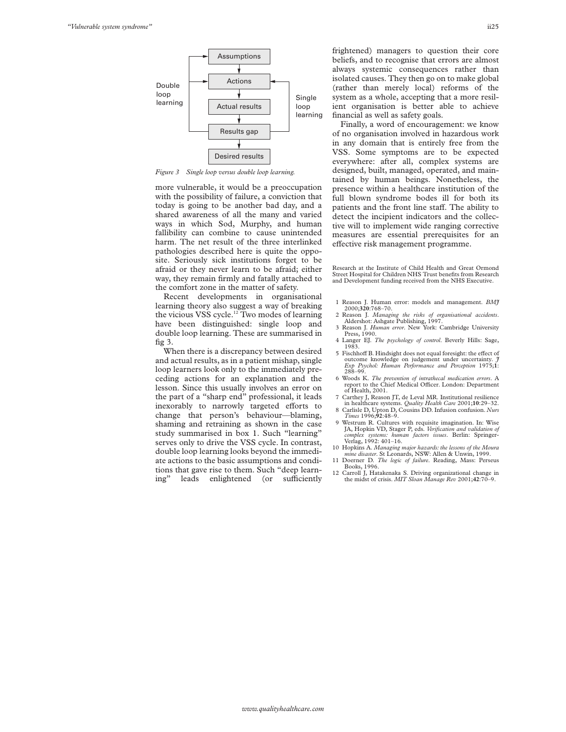Assumptions

Actions

Actual results

Results gap

Desired results

Double loop learning

Single loop learning

*Figure 3 Single loop versus double loop learning.*

more vulnerable, it would be a preoccupation with the possibility of failure, a conviction that today is going to be another bad day, and a shared awareness of all the many and varied ways in which Sod, Murphy, and human fallibility can combine to cause unintended harm. The net result of the three interlinked pathologies described here is quite the opposite. Seriously sick institutions forget to be afraid or they never learn to be afraid; either way, they remain firmly and fatally attached to the comfort zone in the matter of safety.

Recent developments in organisational learning theory also suggest a way of breaking the vicious VSS cycle.[12] Two modes of learning have been distinguished: single loop and double loop learning. These are summarised in fig 3.

When there is a discrepancy between desired and actual results, as in a patient mishap, single loop learners look only to the immediately preceding actions for an explanation and the lesson. Since this usually involves an error on the part of a "sharp end" professional, it leads inexorably to narrowly targeted efforts to change that person's behaviour—blaming, shaming and retraining as shown in the case study summarised in box 1. Such "learning" serves only to drive the VSS cycle. In contrast, double loop learning looks beyond the immediate actions to the basic assumptions and conditions that gave rise to them. Such "deep learning" leads enlightened (or sufficiently frightened) managers to question their core beliefs, and to recognise that errors are almost always systemic consequences rather than isolated causes. They then go on to make global (rather than merely local) reforms of the system as a whole, accepting that a more resilient organisation is better able to achieve financial as well as safety goals.

Finally, a word of encouragement: we know of no organisation involved in hazardous work in any domain that is entirely free from the VSS. Some symptoms are to be expected everywhere: after all, complex systems are designed, built, managed, operated, and maintained by human beings. Nonetheless, the presence within a healthcare institution of the full blown syndrome bodes ill for both its patients and the front line staff. The ability to detect the incipient indicators and the collective will to implement wide ranging corrective measures are essential prerequisites for an effective risk management programme.

Research at the Institute of Child Health and Great Ormond Street Hospital for Children NHS Trust benefits from Research and Development funding received from the NHS Executive.

1. Reason J. Human error: models and management. *BMJ* 2000;**320**:768–70.
2. Reason J. *Managing the risks of organisational accidents*. Aldershot: Ashgate Publishing, 1997.
3. Reason J. *Human error*. New York: Cambridge University Press, 1990.
4. Langer EJ. *The psychology of control*. Beverly Hills: Sage, 1983.
5. Fischhoff B. Hindsight does not equal foresight: the effect of outcome knowledge on judgement under uncertainty. *J Exp Psychol: Human Performance and Perception* 1975;**1**:288–99.
6. Woods K. *The prevention of intrathecal medication errors*. A report to the Chief Medical Officer. London: Department of Health, 2001.
7. Carthey J, Reason JT, de Leval MR. Institutional resilience in healthcare systems. *Quality Health Care* 2001;**10**:29–32.
8. Carlisle D, Upton D, Cousins DD. Infusion confusion. *Nurs Times* 1996;**92**:48–9.
9. Westrum R. Cultures with requisite imagination. In: Wise JA, Hopkin VD, Stager P, eds. *Verification and validation of complex systems: human factors issues*. Berlin: Springer-Verlag, 1992: 401–16.
10. Hopkins A. *Managing major hazards: the lessons of the Moura mine disaster*. St Leonards, NSW: Allen & Unwin, 1999.
11. Doerner D. *The logic of failure*. Reading, Mass: Perseus Books, 1996.
12. Carroll J, Hatakenaka S. Driving organizational change in the midst of crisis. *MIT Sloan Manage Rev* 2001;**42**:70–9.